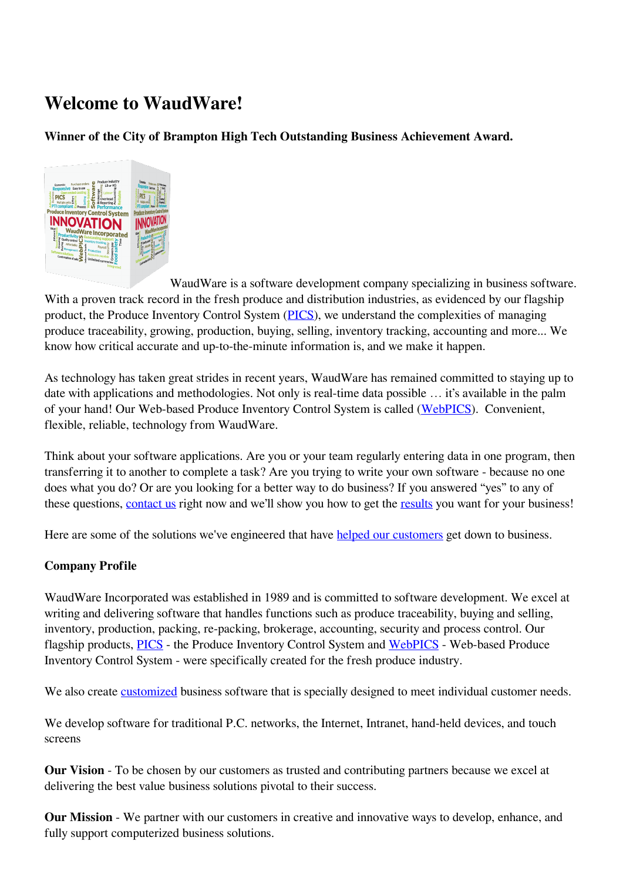# Welcome to WaudWare!

**Winner of the City of Brampton High Tech Outstanding Business Achievement Award.**

WaudWare is a software development company specializing in business software. With a proven track record in the fresh produce and distribution industries, as evidenced by our flagship product, the Produce Inventory Control System (PICS), we understand the complexities of managing produce traceability, growing, production, buying, selling, inventory tracking, accounting and more... We know how critical accurate and up-to-the-minute information is, and we make it happen.

As technology has taken great strides in recent years, WaudWare has remained committed to staying up to date with applications and methodologies. Not only is real-time data possible … it's available in the palm of your hand! Our Web-based Produce Inventory Control System is called (WebPICS). Convenient, flexible, reliable, technology from WaudWare.

Think about your software applications. Are you or your team regularly entering data in one program, then transferring it to another to complete a task? Are you trying to write your own software - because no one does what you do? Or are you looking for a better way to do business? If you answered "yes" to any of these questions, contact us right now and we'll show you how to get the results you want for your business!

Here are some of the solutions we've engineered that have helped our customers get down to business.

**Company Profile**

WaudWare Incorporated was established in 1989 and is committed to software development. We excel at writing and delivering software that handles functions such as produce traceability, buying and selling, inventory, production, packing, re-packing, brokerage, accounting, security and process control. Our flagship products, PICS - the Produce Inventory Control System and WebPICS - Web-based Produce Inventory Control System - were specifically created for the fresh produce industry.

We also create customized business software that is specially designed to meet individual customer needs.

We develop software for traditional P.C. networks, the Internet, Intranet, hand-held devices, and touch screens

**Our Vision** - To be chosen by our customers as trusted and contributing partners because we excel at delivering the best value business solutions pivotal to their success.

**Our Mission** - We partner with our customers in creative and innovative ways to develop, enhance, and fully support computerized business solutions.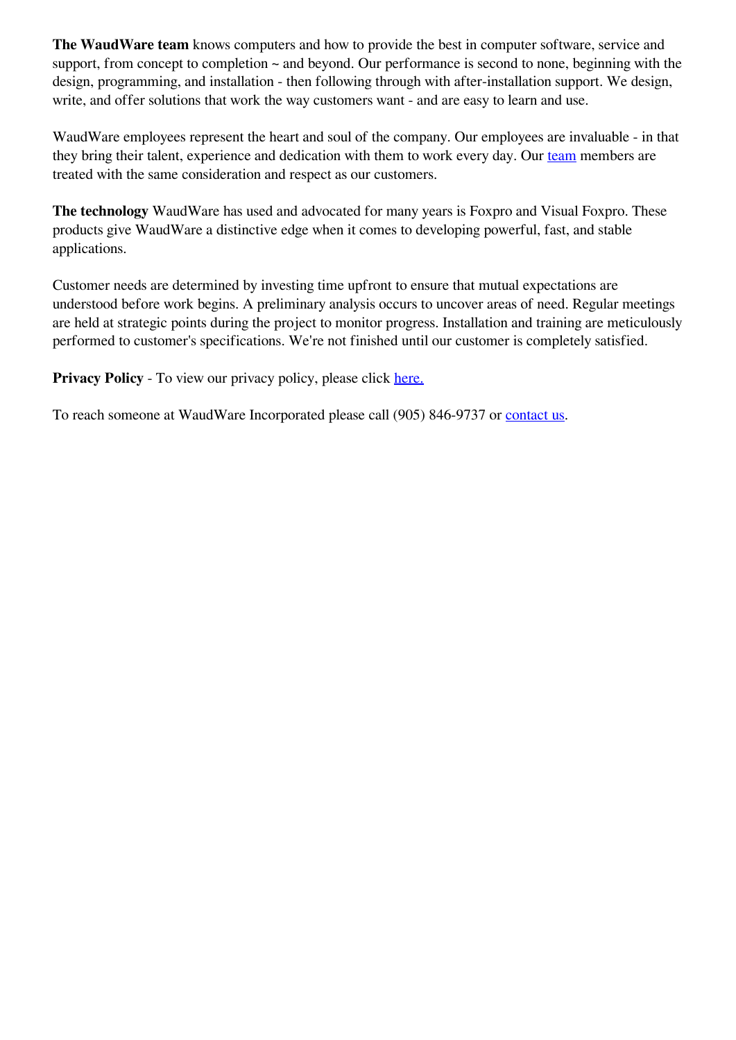**The WaudWare team** knows computers and how to provide the best in computer software, service and support, from concept to completion ~ and beyond. Our performance is second to none, beginning with the design, programming, and installation - then following through with after-installation support. We design, write, and offer solutions that work the way customers want - and are easy to learn and use.

WaudWare employees represent the heart and soul of the company. Our employees are invaluable - in that they bring their talent, experience and dedication with them to work every day. Our team members are treated with the same consideration and respect as our customers.

**The technology** WaudWare has used and advocated for many years is Foxpro and Visual Foxpro. These products give WaudWare a distinctive edge when it comes to developing powerful, fast, and stable applications.

Customer needs are determined by investing time upfront to ensure that mutual expectations are understood before work begins. A preliminary analysis occurs to uncover areas of need. Regular meetings are held at strategic points during the project to monitor progress. Installation and training are meticulously performed to customer's specifications. We're not finished until our customer is completely satisfied.

**Privacy Policy** - To view our privacy policy, please click here.

To reach someone at WaudWare Incorporated please call (905) 846-9737 or contact us.